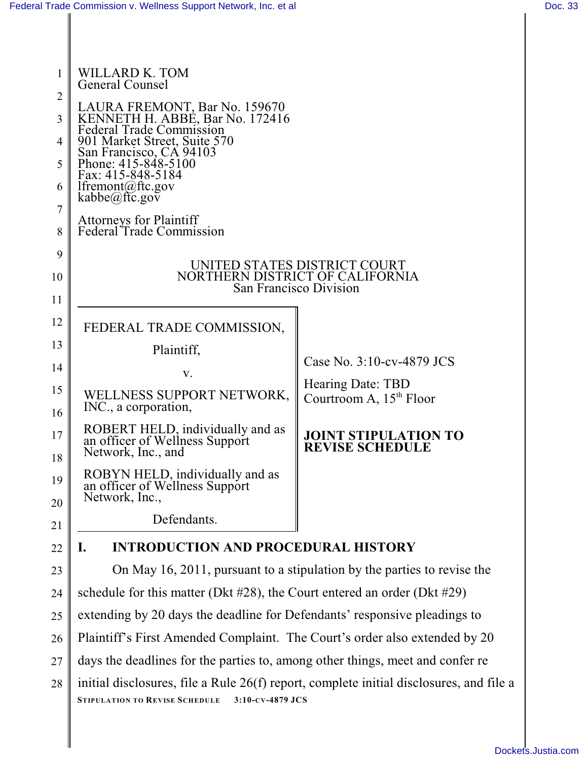WILLARD K. TOM
General Counsel

LAURA FREMONT, Bar No. 159670
KENNETH H. ABBE, Bar No. 172416
Federal Trade Commission
901 Market Street, Suite 570
San Francisco, CA 94103
Phone: 415-848-5100
Fax: 415-848-5184
lfremont@ftc.gov
kabbe@ftc.gov

Attorneys for Plaintiff
Federal Trade Commission

UNITED STATES DISTRICT COURT
NORTHERN DISTRICT OF CALIFORNIA
San Francisco Division

FEDERAL TRADE COMMISSION,

Plaintiff,

v.

WELLNESS SUPPORT NETWORK, INC., a corporation,

ROBERT HELD, individually and as an officer of Wellness Support Network, Inc., and

ROBYN HELD, individually and as an officer of Wellness Support Network, Inc.,

Defendants.

Case No. 3:10-cv-4879 JCS

Hearing Date: TBD
Courtroom A, 15th Floor

**JOINT STIPULATION TO REVISE SCHEDULE**

## I. INTRODUCTION AND PROCEDURAL HISTORY

On May 16, 2011, pursuant to a stipulation by the parties to revise the schedule for this matter (Dkt #28), the Court entered an order (Dkt #29) extending by 20 days the deadline for Defendants' responsive pleadings to Plaintiff's First Amended Complaint. The Court's order also extended by 20 days the deadlines for the parties to, among other things, meet and confer re initial disclosures, file a Rule 26(f) report, complete initial disclosures, and file a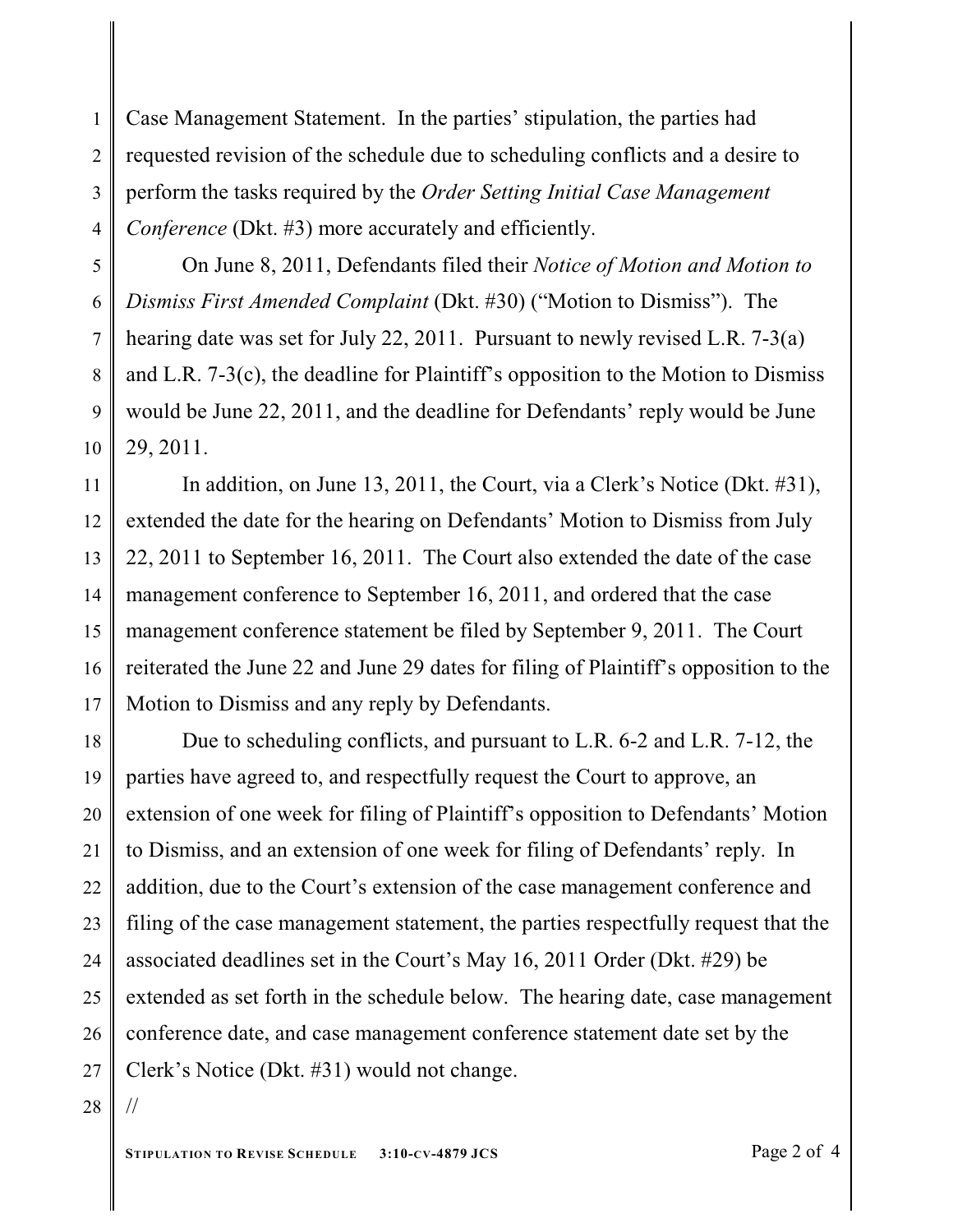Case Management Statement. In the parties' stipulation, the parties had requested revision of the schedule due to scheduling conflicts and a desire to perform the tasks required by the *Order Setting Initial Case Management Conference* (Dkt. #3) more accurately and efficiently.

On June 8, 2011, Defendants filed their *Notice of Motion and Motion to Dismiss First Amended Complaint* (Dkt. #30) ("Motion to Dismiss"). The hearing date was set for July 22, 2011. Pursuant to newly revised L.R. 7-3(a) and L.R. 7-3(c), the deadline for Plaintiff's opposition to the Motion to Dismiss would be June 22, 2011, and the deadline for Defendants' reply would be June 29, 2011.

In addition, on June 13, 2011, the Court, via a Clerk's Notice (Dkt. #31), extended the date for the hearing on Defendants' Motion to Dismiss from July 22, 2011 to September 16, 2011. The Court also extended the date of the case management conference to September 16, 2011, and ordered that the case management conference statement be filed by September 9, 2011. The Court reiterated the June 22 and June 29 dates for filing of Plaintiff's opposition to the Motion to Dismiss and any reply by Defendants.

Due to scheduling conflicts, and pursuant to L.R. 6-2 and L.R. 7-12, the parties have agreed to, and respectfully request the Court to approve, an extension of one week for filing of Plaintiff's opposition to Defendants' Motion to Dismiss, and an extension of one week for filing of Defendants' reply. In addition, due to the Court's extension of the case management conference and filing of the case management statement, the parties respectfully request that the associated deadlines set in the Court's May 16, 2011 Order (Dkt. #29) be extended as set forth in the schedule below. The hearing date, case management conference date, and case management conference statement date set by the Clerk's Notice (Dkt. #31) would not change.

//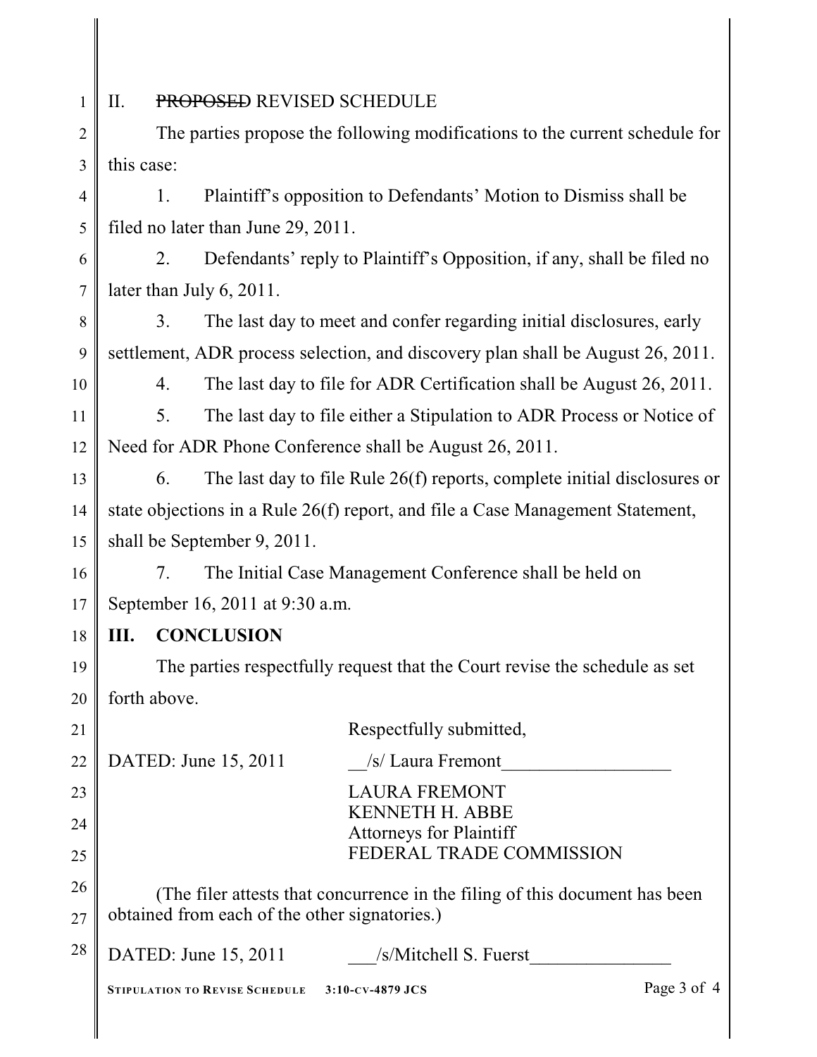## II. ~~PROPOSED~~ REVISED SCHEDULE

The parties propose the following modifications to the current schedule for this case:

1. Plaintiff's opposition to Defendants' Motion to Dismiss shall be filed no later than June 29, 2011.

2. Defendants' reply to Plaintiff's Opposition, if any, shall be filed no later than July 6, 2011.

3. The last day to meet and confer regarding initial disclosures, early settlement, ADR process selection, and discovery plan shall be August 26, 2011.

4. The last day to file for ADR Certification shall be August 26, 2011.

5. The last day to file either a Stipulation to ADR Process or Notice of Need for ADR Phone Conference shall be August 26, 2011.

6. The last day to file Rule 26(f) reports, complete initial disclosures or state objections in a Rule 26(f) report, and file a Case Management Statement, shall be September 9, 2011.

7. The Initial Case Management Conference shall be held on September 16, 2011 at 9:30 a.m.

## III. CONCLUSION

The parties respectfully request that the Court revise the schedule as set forth above.

Respectfully submitted,

DATED: June 15, 2011 __/s/ Laura Fremont__________________

LAURA FREMONT
KENNETH H. ABBE
Attorneys for Plaintiff
FEDERAL TRADE COMMISSION

(The filer attests that concurrence in the filing of this document has been obtained from each of the other signatories.)

DATED: June 15, 2011 ___/s/Mitchell S. Fuerst_______________

STIPULATION TO REVISE SCHEDULE 3:10-CV-4879 JCS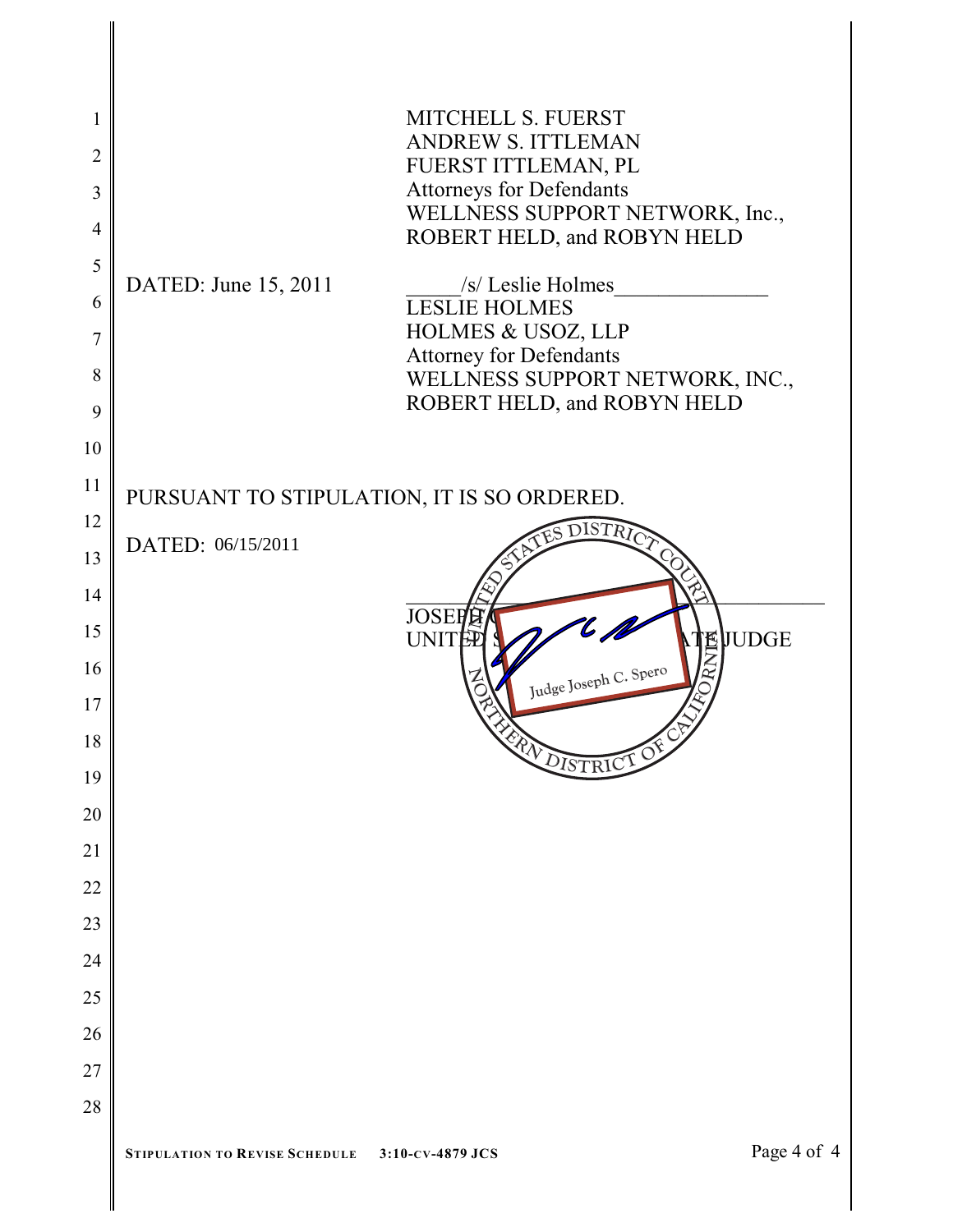MITCHELL S. FUERST
ANDREW S. ITTLEMAN
FUERST ITTLEMAN, PL
Attorneys for Defendants
WELLNESS SUPPORT NETWORK, Inc.,
ROBERT HELD, and ROBYN HELD

DATED: June 15, 2011

_____/s/ Leslie Holmes______________
LESLIE HOLMES
HOLMES & USOZ, LLP
Attorney for Defendants
WELLNESS SUPPORT NETWORK, INC.,
ROBERT HELD, and ROBYN HELD

PURSUANT TO STIPULATION, IT IS SO ORDERED.

DATED: 06/15/2011

UNITED STATES DISTRICT COURT
NORTHERN DISTRICT OF CALIFORNIA
Judge Joseph C. Spero

_________________________________
JOSEPH C. SPERO
UNITED STATES MAGISTRATE JUDGE

STIPULATION TO REVISE SCHEDULE 3:10-CV-4879 JCS